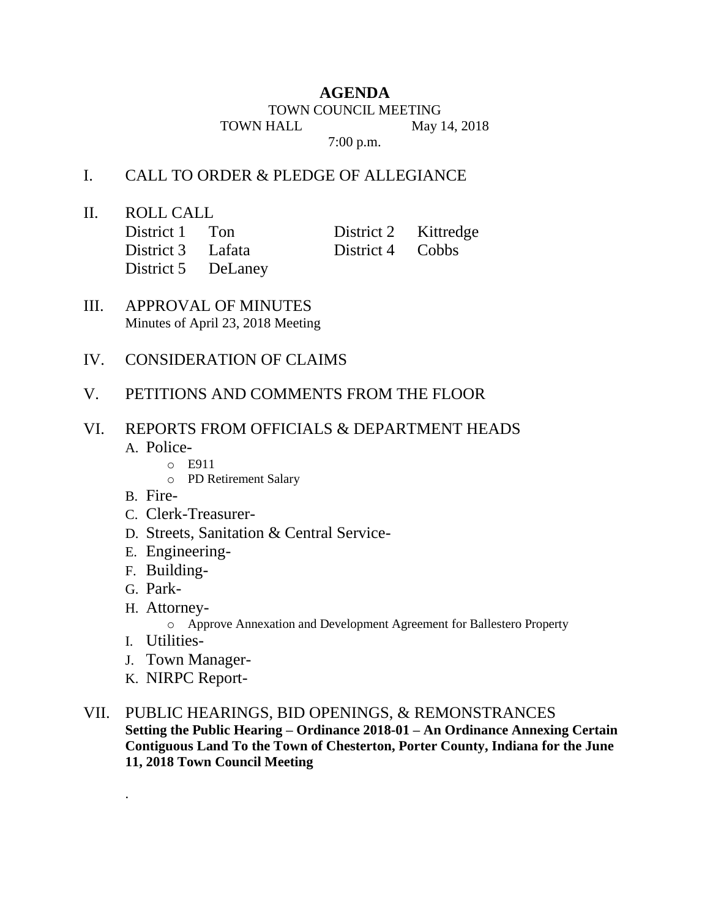# AGENDA

TOWN COUNCIL MEETING
TOWN HALL May 14, 2018
7:00 p.m.

## I. CALL TO ORDER & PLEDGE OF ALLEGIANCE

## II. ROLL CALL

| | | | |
|---|---|---|---|
| District 1 | Ton | District 2 | Kittredge |
| District 3 | Lafata | District 4 | Cobbs |
| District 5 | DeLaney | | |

## III. APPROVAL OF MINUTES

Minutes of April 23, 2018 Meeting

## IV. CONSIDERATION OF CLAIMS

## V. PETITIONS AND COMMENTS FROM THE FLOOR

## VI. REPORTS FROM OFFICIALS & DEPARTMENT HEADS

A. Police-
  - E911
  - PD Retirement Salary

B. Fire-

C. Clerk-Treasurer-

D. Streets, Sanitation & Central Service-

E. Engineering-

F. Building-

G. Park-

H. Attorney-
  - Approve Annexation and Development Agreement for Ballestero Property

I. Utilities-

J. Town Manager-

K. NIRPC Report-

## VII. PUBLIC HEARINGS, BID OPENINGS, & REMONSTRANCES

**Setting the Public Hearing – Ordinance 2018-01 – An Ordinance Annexing Certain Contiguous Land To the Town of Chesterton, Porter County, Indiana for the June 11, 2018 Town Council Meeting**

.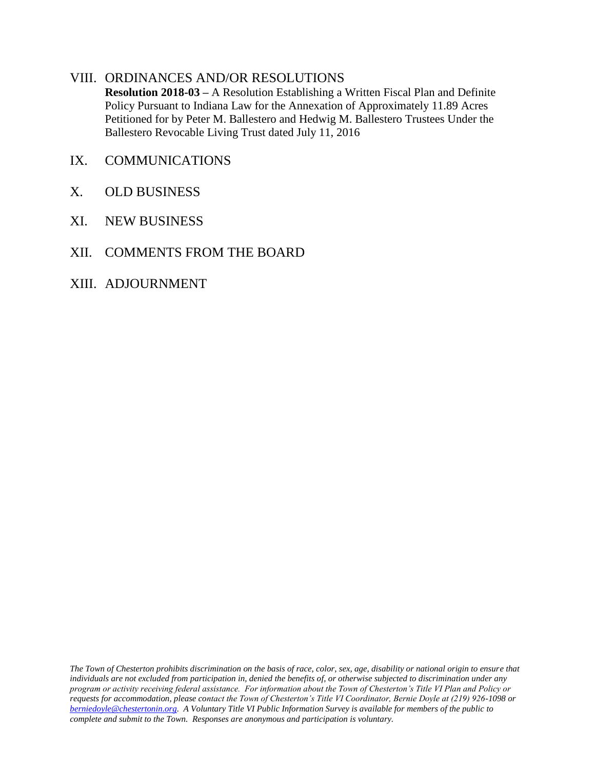## VIII. ORDINANCES AND/OR RESOLUTIONS

**Resolution 2018-03** – A Resolution Establishing a Written Fiscal Plan and Definite Policy Pursuant to Indiana Law for the Annexation of Approximately 11.89 Acres Petitioned for by Peter M. Ballestero and Hedwig M. Ballestero Trustees Under the Ballestero Revocable Living Trust dated July 11, 2016

## IX. COMMUNICATIONS

## X. OLD BUSINESS

## XI. NEW BUSINESS

## XII. COMMENTS FROM THE BOARD

## XIII. ADJOURNMENT

*The Town of Chesterton prohibits discrimination on the basis of race, color, sex, age, disability or national origin to ensure that individuals are not excluded from participation in, denied the benefits of, or otherwise subjected to discrimination under any program or activity receiving federal assistance. For information about the Town of Chesterton's Title VI Plan and Policy or requests for accommodation, please contact the Town of Chesterton's Title VI Coordinator, Bernie Doyle at (219) 926-1098 or berniedoyle@chestertonin.org. A Voluntary Title VI Public Information Survey is available for members of the public to complete and submit to the Town. Responses are anonymous and participation is voluntary.*